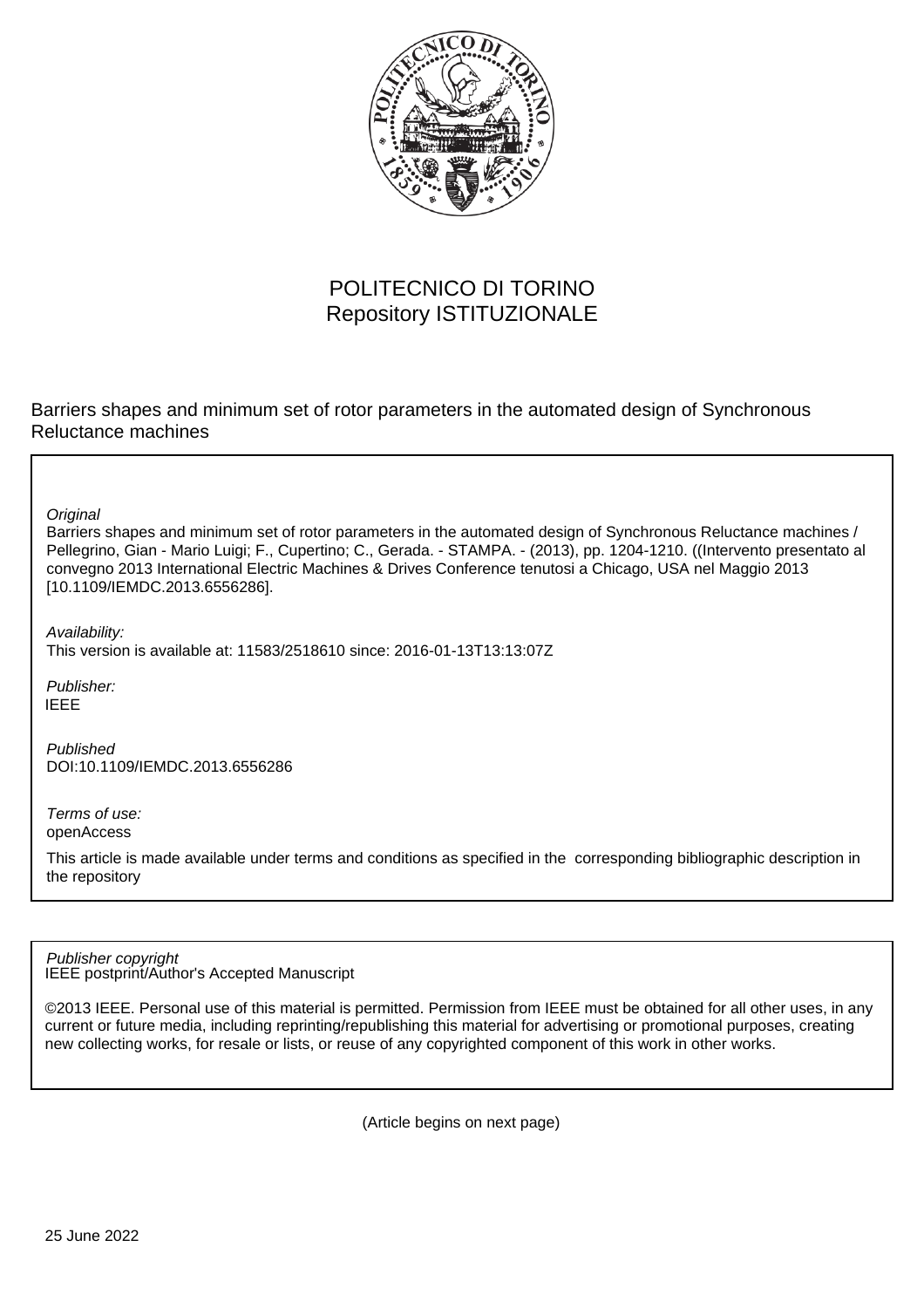POLITECNICO DI TORINO
Repository ISTITUZIONALE

Barriers shapes and minimum set of rotor parameters in the automated design of Synchronous Reluctance machines

*Original*
Barriers shapes and minimum set of rotor parameters in the automated design of Synchronous Reluctance machines / Pellegrino, Gian - Mario Luigi; F., Cupertino; C., Gerada. - STAMPA. - (2013), pp. 1204-1210. ((Intervento presentato al convegno 2013 International Electric Machines & Drives Conference tenutosi a Chicago, USA nel Maggio 2013 [10.1109/IEMDC.2013.6556286].

*Availability:*
This version is available at: 11583/2518610 since: 2016-01-13T13:13:07Z

*Publisher:*
IEEE

*Published*
DOI:10.1109/IEMDC.2013.6556286

*Terms of use:*
openAccess

This article is made available under terms and conditions as specified in the corresponding bibliographic description in the repository

*Publisher copyright*
IEEE postprint/Author's Accepted Manuscript

©2013 IEEE. Personal use of this material is permitted. Permission from IEEE must be obtained for all other uses, in any current or future media, including reprinting/republishing this material for advertising or promotional purposes, creating new collecting works, for resale or lists, or reuse of any copyrighted component of this work in other works.

(Article begins on next page)

25 June 2022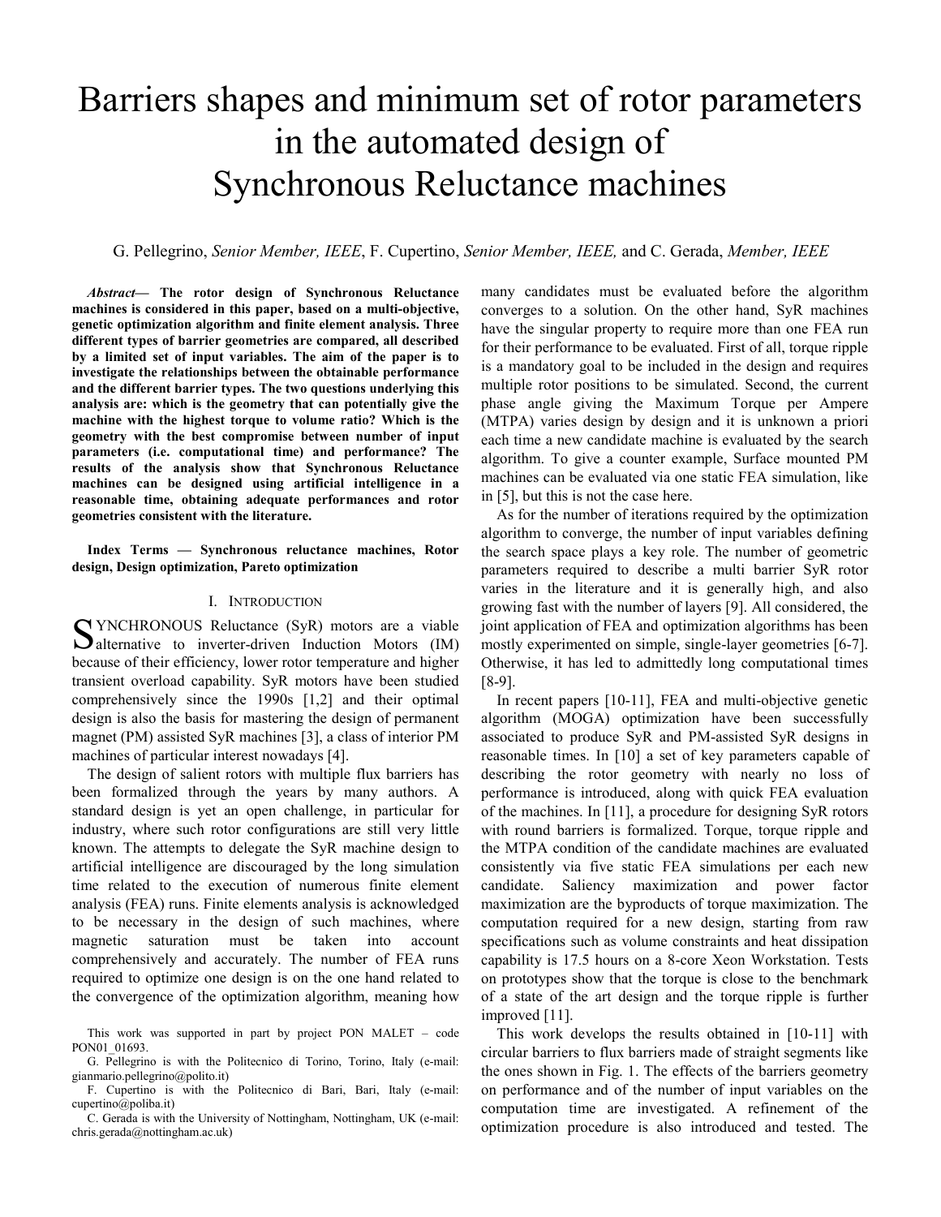# Barriers shapes and minimum set of rotor parameters in the automated design of Synchronous Reluctance machines

G. Pellegrino, *Senior Member, IEEE*, F. Cupertino, *Senior Member, IEEE,* and C. Gerada, *Member, IEEE*

***Abstract*— The rotor design of Synchronous Reluctance machines is considered in this paper, based on a multi-objective, genetic optimization algorithm and finite element analysis. Three different types of barrier geometries are compared, all described by a limited set of input variables. The aim of the paper is to investigate the relationships between the obtainable performance and the different barrier types. The two questions underlying this analysis are: which is the geometry that can potentially give the machine with the highest torque to volume ratio? Which is the geometry with the best compromise between number of input parameters (i.e. computational time) and performance? The results of the analysis show that Synchronous Reluctance machines can be designed using artificial intelligence in a reasonable time, obtaining adequate performances and rotor geometries consistent with the literature.**

***Index Terms* — Synchronous reluctance machines, Rotor design, Design optimization, Pareto optimization**

## I. Introduction

SYNCHRONOUS Reluctance (SyR) motors are a viable alternative to inverter-driven Induction Motors (IM) because of their efficiency, lower rotor temperature and higher transient overload capability. SyR motors have been studied comprehensively since the 1990s [1,2] and their optimal design is also the basis for mastering the design of permanent magnet (PM) assisted SyR machines [3], a class of interior PM machines of particular interest nowadays [4].

The design of salient rotors with multiple flux barriers has been formalized through the years by many authors. A standard design is yet an open challenge, in particular for industry, where such rotor configurations are still very little known. The attempts to delegate the SyR machine design to artificial intelligence are discouraged by the long simulation time related to the execution of numerous finite element analysis (FEA) runs. Finite elements analysis is acknowledged to be necessary in the design of such machines, where magnetic saturation must be taken into account comprehensively and accurately. The number of FEA runs required to optimize one design is on the one hand related to the convergence of the optimization algorithm, meaning how many candidates must be evaluated before the algorithm converges to a solution. On the other hand, SyR machines have the singular property to require more than one FEA run for their performance to be evaluated. First of all, torque ripple is a mandatory goal to be included in the design and requires multiple rotor positions to be simulated. Second, the current phase angle giving the Maximum Torque per Ampere (MTPA) varies design by design and it is unknown a priori each time a new candidate machine is evaluated by the search algorithm. To give a counter example, Surface mounted PM machines can be evaluated via one static FEA simulation, like in [5], but this is not the case here.

As for the number of iterations required by the optimization algorithm to converge, the number of input variables defining the search space plays a key role. The number of geometric parameters required to describe a multi barrier SyR rotor varies in the literature and it is generally high, and also growing fast with the number of layers [9]. All considered, the joint application of FEA and optimization algorithms has been mostly experimented on simple, single-layer geometries [6-7]. Otherwise, it has led to admittedly long computational times [8-9].

In recent papers [10-11], FEA and multi-objective genetic algorithm (MOGA) optimization have been successfully associated to produce SyR and PM-assisted SyR designs in reasonable times. In [10] a set of key parameters capable of describing the rotor geometry with nearly no loss of performance is introduced, along with quick FEA evaluation of the machines. In [11], a procedure for designing SyR rotors with round barriers is formalized. Torque, torque ripple and the MTPA condition of the candidate machines are evaluated consistently via five static FEA simulations per each new candidate. Saliency maximization and power factor maximization are the byproducts of torque maximization. The computation required for a new design, starting from raw specifications such as volume constraints and heat dissipation capability is 17.5 hours on a 8-core Xeon Workstation. Tests on prototypes show that the torque is close to the benchmark of a state of the art design and the torque ripple is further improved [11].

This work develops the results obtained in [10-11] with circular barriers to flux barriers made of straight segments like the ones shown in Fig. 1. The effects of the barriers geometry on performance and of the number of input variables on the computation time are investigated. A refinement of the optimization procedure is also introduced and tested. The

This work was supported in part by project PON MALET – code PON01_01693.

G. Pellegrino is with the Politecnico di Torino, Torino, Italy (e-mail: gianmario.pellegrino@polito.it)

F. Cupertino is with the Politecnico di Bari, Bari, Italy (e-mail: cupertino@poliba.it)

C. Gerada is with the University of Nottingham, Nottingham, UK (e-mail: chris.gerada@nottingham.ac.uk)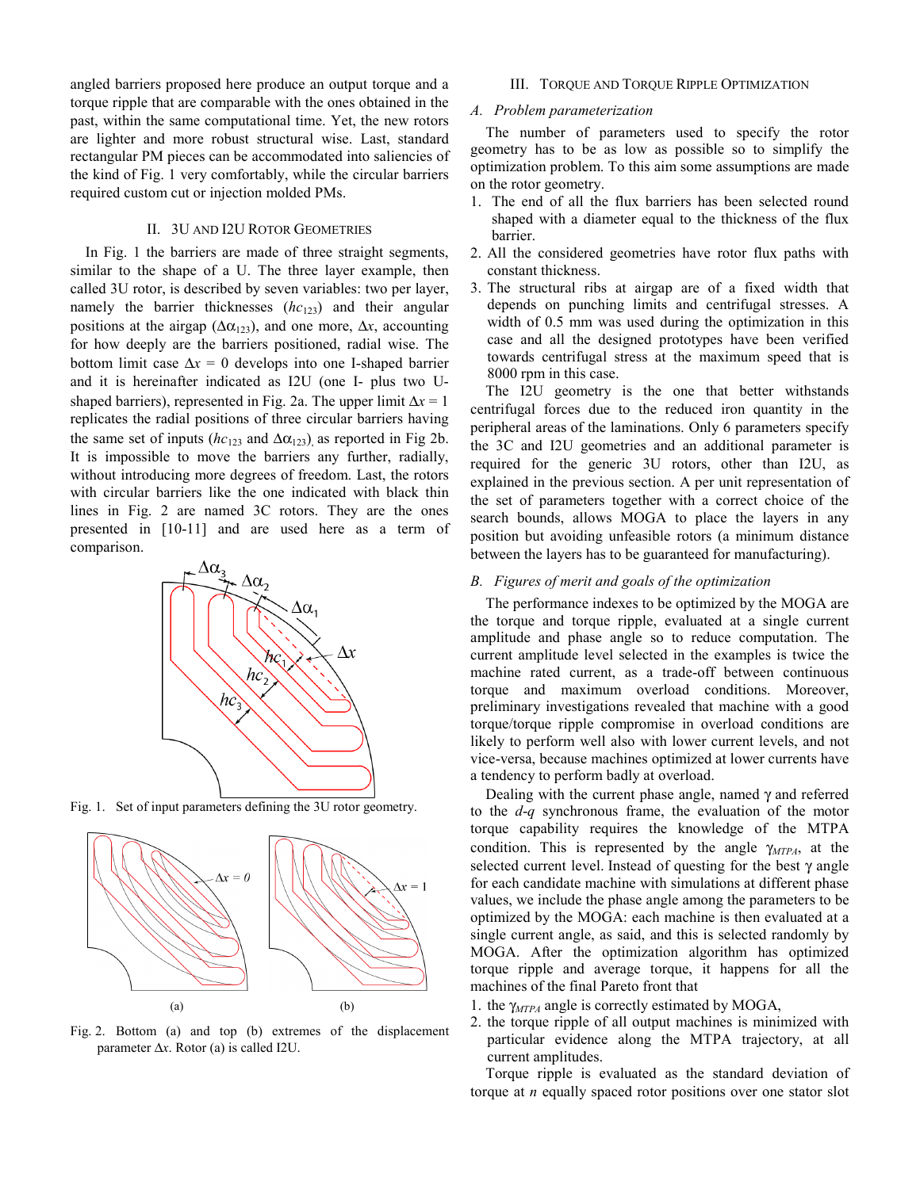angled barriers proposed here produce an output torque and a torque ripple that are comparable with the ones obtained in the past, within the same computational time. Yet, the new rotors are lighter and more robust structural wise. Last, standard rectangular PM pieces can be accommodated into saliencies of the kind of Fig. 1 very comfortably, while the circular barriers required custom cut or injection molded PMs.

## II. 3U and I2U Rotor Geometries

In Fig. 1 the barriers are made of three straight segments, similar to the shape of a U. The three layer example, then called 3U rotor, is described by seven variables: two per layer, namely the barrier thicknesses ($hc_{123}$) and their angular positions at the airgap ($\Delta\alpha_{123}$), and one more, $\Delta x$, accounting for how deeply are the barriers positioned, radial wise. The bottom limit case $\Delta x = 0$ develops into one I-shaped barrier and it is hereinafter indicated as I2U (one I- plus two U-shaped barriers), represented in Fig. 2a. The upper limit $\Delta x = 1$ replicates the radial positions of three circular barriers having the same set of inputs ($hc_{123}$ and $\Delta\alpha_{123}$), as reported in Fig 2b. It is impossible to move the barriers any further, radially, without introducing more degrees of freedom. Last, the rotors with circular barriers like the one indicated with black thin lines in Fig. 2 are named 3C rotors. They are the ones presented in [10-11] and are used here as a term of comparison.

Fig. 1. Set of input parameters defining the 3U rotor geometry.

Fig. 2. Bottom (a) and top (b) extremes of the displacement parameter $\Delta x$. Rotor (a) is called I2U.

## III. Torque and Torque Ripple Optimization

### A. Problem parameterization

The number of parameters used to specify the rotor geometry has to be as low as possible so to simplify the optimization problem. To this aim some assumptions are made on the rotor geometry.

1. The end of all the flux barriers has been selected round shaped with a diameter equal to the thickness of the flux barrier.
2. All the considered geometries have rotor flux paths with constant thickness.
3. The structural ribs at airgap are of a fixed width that depends on punching limits and centrifugal stresses. A width of 0.5 mm was used during the optimization in this case and all the designed prototypes have been verified towards centrifugal stress at the maximum speed that is 8000 rpm in this case.

The I2U geometry is the one that better withstands centrifugal forces due to the reduced iron quantity in the peripheral areas of the laminations. Only 6 parameters specify the 3C and I2U geometries and an additional parameter is required for the generic 3U rotors, other than I2U, as explained in the previous section. A per unit representation of the set of parameters together with a correct choice of the search bounds, allows MOGA to place the layers in any position but avoiding unfeasible rotors (a minimum distance between the layers has to be guaranteed for manufacturing).

### B. Figures of merit and goals of the optimization

The performance indexes to be optimized by the MOGA are the torque and torque ripple, evaluated at a single current amplitude and phase angle so to reduce computation. The current amplitude level selected in the examples is twice the machine rated current, as a trade-off between continuous torque and maximum overload conditions. Moreover, preliminary investigations revealed that machine with a good torque/torque ripple compromise in overload conditions are likely to perform well also with lower current levels, and not vice-versa, because machines optimized at lower currents have a tendency to perform badly at overload.

Dealing with the current phase angle, named $\gamma$ and referred to the *d-q* synchronous frame, the evaluation of the motor torque capability requires the knowledge of the MTPA condition. This is represented by the angle $\gamma_{MTPA}$, at the selected current level. Instead of questing for the best $\gamma$ angle for each candidate machine with simulations at different phase values, we include the phase angle among the parameters to be optimized by the MOGA: each machine is then evaluated at a single current angle, as said, and this is selected randomly by MOGA. After the optimization algorithm has optimized torque ripple and average torque, it happens for all the machines of the final Pareto front that

1. the $\gamma_{MTPA}$ angle is correctly estimated by MOGA,
2. the torque ripple of all output machines is minimized with particular evidence along the MTPA trajectory, at all current amplitudes.

Torque ripple is evaluated as the standard deviation of torque at $n$ equally spaced rotor positions over one stator slot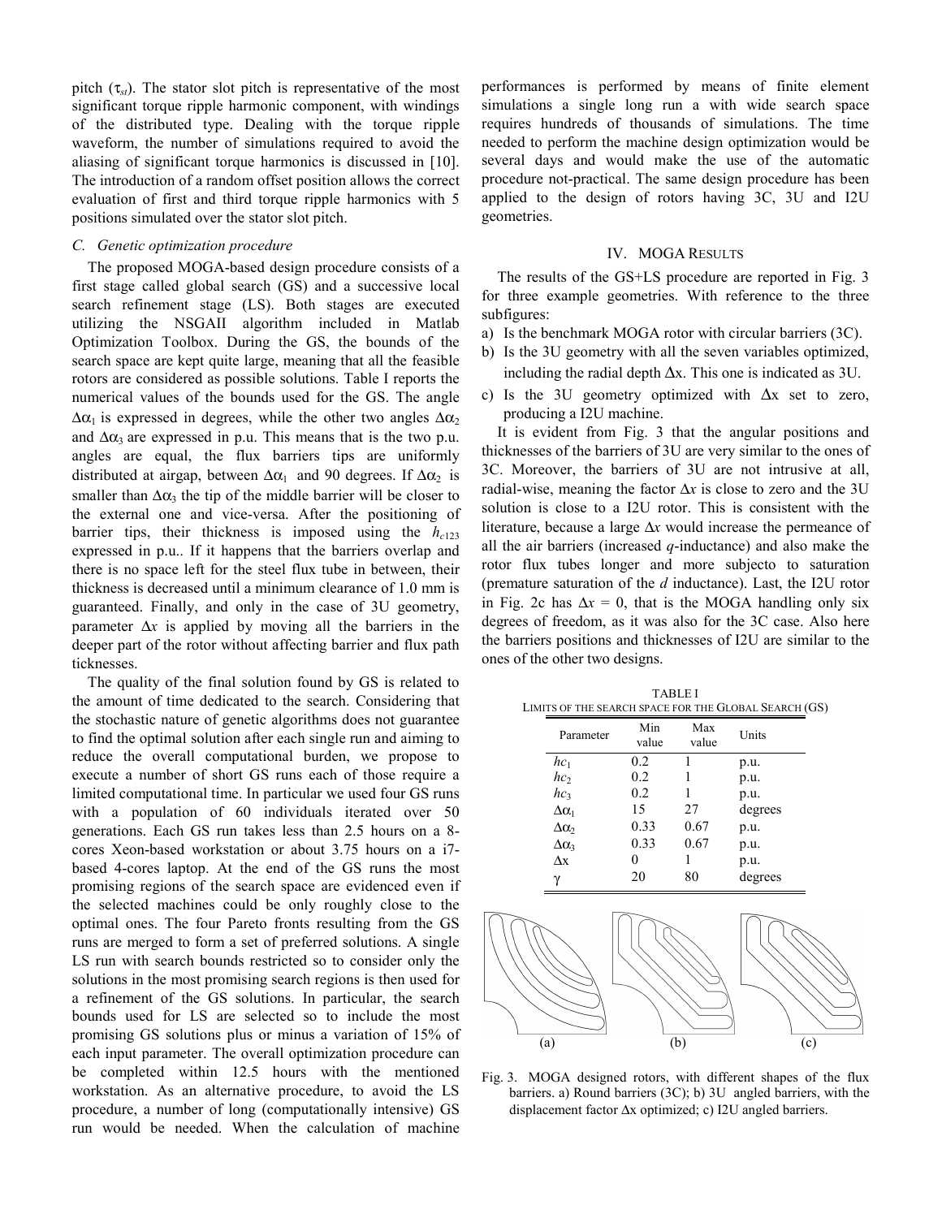pitch ($\tau_{st}$). The stator slot pitch is representative of the most significant torque ripple harmonic component, with windings of the distributed type. Dealing with the torque ripple waveform, the number of simulations required to avoid the aliasing of significant torque harmonics is discussed in [10]. The introduction of a random offset position allows the correct evaluation of first and third torque ripple harmonics with 5 positions simulated over the stator slot pitch.

### *C. Genetic optimization procedure*

The proposed MOGA-based design procedure consists of a first stage called global search (GS) and a successive local search refinement stage (LS). Both stages are executed utilizing the NSGAII algorithm included in Matlab Optimization Toolbox. During the GS, the bounds of the search space are kept quite large, meaning that all the feasible rotors are considered as possible solutions. Table I reports the numerical values of the bounds used for the GS. The angle $\Delta\alpha_1$ is expressed in degrees, while the other two angles $\Delta\alpha_2$ and $\Delta\alpha_3$ are expressed in p.u. This means that is the two p.u. angles are equal, the flux barriers tips are uniformly distributed at airgap, between $\Delta\alpha_1$ and 90 degrees. If $\Delta\alpha_2$ is smaller than $\Delta\alpha_3$ the tip of the middle barrier will be closer to the external one and vice-versa. After the positioning of barrier tips, their thickness is imposed using the $h_{c123}$ expressed in p.u.. If it happens that the barriers overlap and there is no space left for the steel flux tube in between, their thickness is decreased until a minimum clearance of 1.0 mm is guaranteed. Finally, and only in the case of 3U geometry, parameter $\Delta x$ is applied by moving all the barriers in the deeper part of the rotor without affecting barrier and flux path tickensses.

The quality of the final solution found by GS is related to the amount of time dedicated to the search. Considering that the stochastic nature of genetic algorithms does not guarantee to find the optimal solution after each single run and aiming to reduce the overall computational burden, we propose to execute a number of short GS runs each of those require a limited computational time. In particular we used four GS runs with a population of 60 individuals iterated over 50 generations. Each GS run takes less than 2.5 hours on a 8-cores Xeon-based workstation or about 3.75 hours on a i7-based 4-cores laptop. At the end of the GS runs the most promising regions of the search space are evidenced even if the selected machines could be only roughly close to the optimal ones. The four Pareto fronts resulting from the GS runs are merged to form a set of preferred solutions. A single LS run with search bounds restricted so to consider only the solutions in the most promising search regions is then used for a refinement of the GS solutions. In particular, the search bounds used for LS are selected so to include the most promising GS solutions plus or minus a variation of 15% of each input parameter. The overall optimization procedure can be completed within 12.5 hours with the mentioned workstation. As an alternative procedure, to avoid the LS procedure, a number of long (computationally intensive) GS run would be needed. When the calculation of machine performances is performed by means of finite element simulations a single long run a with wide search space requires hundreds of thousands of simulations. The time needed to perform the machine design optimization would be several days and would make the use of the automatic procedure not-practical. The same design procedure has been applied to the design of rotors having 3C, 3U and I2U geometries.

## IV. MOGA Results

The results of the GS+LS procedure are reported in Fig. 3 for three example geometries. With reference to the three subfigures:

a) Is the benchmark MOGA rotor with circular barriers (3C).
b) Is the 3U geometry with all the seven variables optimized, including the radial depth $\Delta$x. This one is indicated as 3U.
c) Is the 3U geometry optimized with $\Delta$x set to zero, producing a I2U machine.

It is evident from Fig. 3 that the angular positions and thicknesses of the barriers of 3U are very similar to the ones of 3C. Moreover, the barriers of 3U are not intrusive at all, radial-wise, meaning the factor $\Delta x$ is close to zero and the 3U solution is close to a I2U rotor. This is consistent with the literature, because a large $\Delta x$ would increase the permeance of all the air barriers (increased *q*-inductance) and also make the rotor flux tubes longer and more subjecto to saturation (premature saturation of the *d* inductance). Last, the I2U rotor in Fig. 2c has $\Delta x$ = 0, that is the MOGA handling only six degrees of freedom, as it was also for the 3C case. Also here the barriers positions and thicknesses of I2U are similar to the ones of the other two designs.

TABLE I
Limits of the search space for the Global Search (GS)

| Parameter | Min value | Max value | Units |
|---|---|---|---|
| $hc_1$ | 0.2 | 1 | p.u. |
| $hc_2$ | 0.2 | 1 | p.u. |
| $hc_3$ | 0.2 | 1 | p.u. |
| $\Delta\alpha_1$ | 15 | 27 | degrees |
| $\Delta\alpha_2$ | 0.33 | 0.67 | p.u. |
| $\Delta\alpha_3$ | 0.33 | 0.67 | p.u. |
| $\Delta$x | 0 | 1 | p.u. |
| $\gamma$ | 20 | 80 | degrees |

(a) (b) (c)

Fig. 3. MOGA designed rotors, with different shapes of the flux barriers. a) Round barriers (3C); b) 3U angled barriers, with the displacement factor $\Delta$x optimized; c) I2U angled barriers.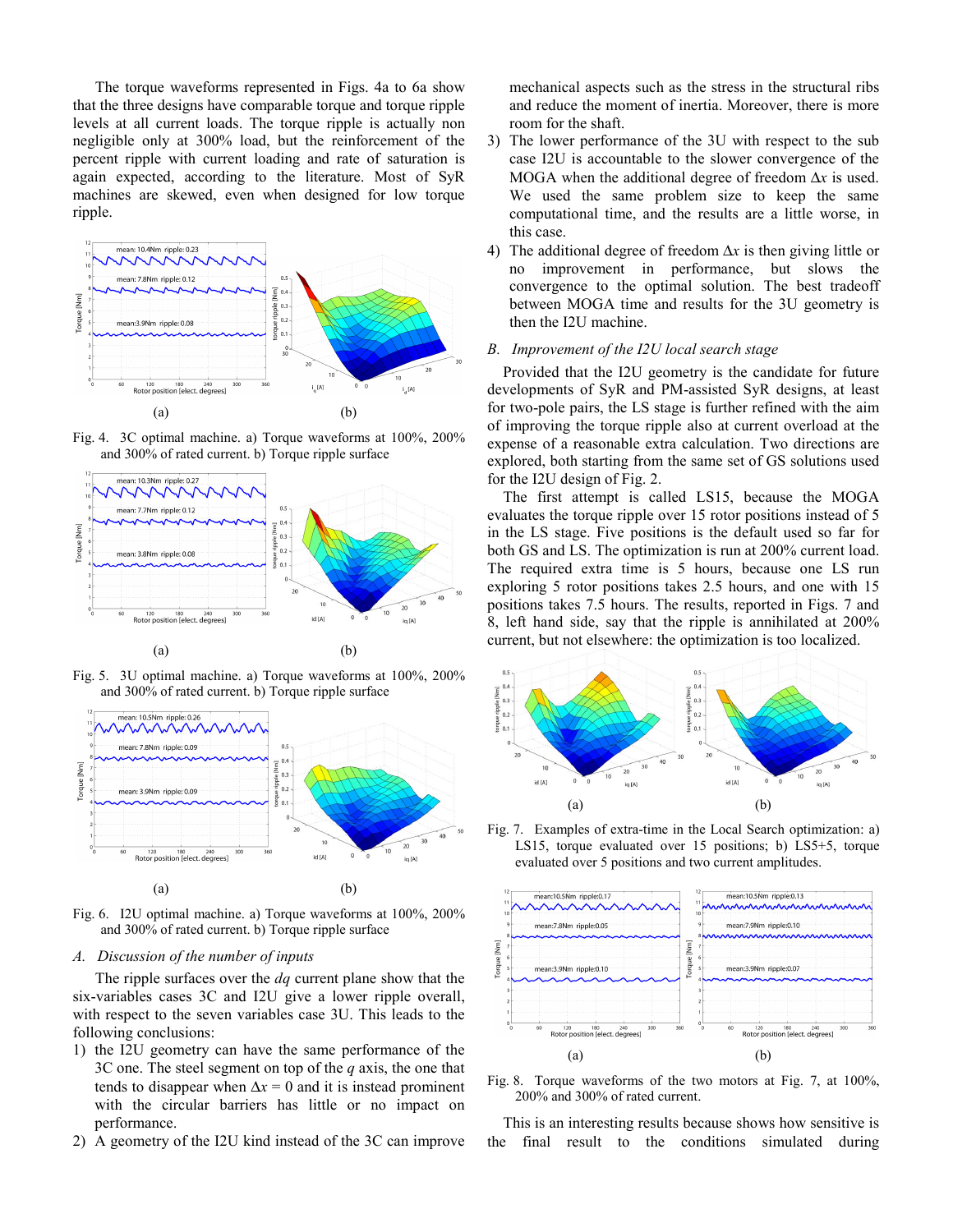The torque waveforms represented in Figs. 4a to 6a show that the three designs have comparable torque and torque ripple levels at all current loads. The torque ripple is actually non negligible only at 300% load, but the reinforcement of the percent ripple with current loading and rate of saturation is again expected, according to the literature. Most of SyR machines are skewed, even when designed for low torque ripple.

Fig. 4. 3C optimal machine. a) Torque waveforms at 100%, 200% and 300% of rated current. b) Torque ripple surface

Fig. 5. 3U optimal machine. a) Torque waveforms at 100%, 200% and 300% of rated current. b) Torque ripple surface

Fig. 6. I2U optimal machine. a) Torque waveforms at 100%, 200% and 300% of rated current. b) Torque ripple surface

## *A. Discussion of the number of inputs*

The ripple surfaces over the *dq* current plane show that the six-variables cases 3C and I2U give a lower ripple overall, with respect to the seven variables case 3U. This leads to the following conclusions:

1) the I2U geometry can have the same performance of the 3C one. The steel segment on top of the *q* axis, the one that tends to disappear when $\Delta x = 0$ and it is instead prominent with the circular barriers has little or no impact on performance.
2) A geometry of the I2U kind instead of the 3C can improve mechanical aspects such as the stress in the structural ribs and reduce the moment of inertia. Moreover, there is more room for the shaft.
3) The lower performance of the 3U with respect to the sub case I2U is accountable to the slower convergence of the MOGA when the additional degree of freedom $\Delta x$ is used. We used the same problem size to keep the same computational time, and the results are a little worse, in this case.
4) The additional degree of freedom $\Delta x$ is then giving little or no improvement in performance, but slows the convergence to the optimal solution. The best tradeoff between MOGA time and results for the 3U geometry is then the I2U machine.

## *B. Improvement of the I2U local search stage*

Provided that the I2U geometry is the candidate for future developments of SyR and PM-assisted SyR designs, at least for two-pole pairs, the LS stage is further refined with the aim of improving the torque ripple also at current overload at the expense of a reasonable extra calculation. Two directions are explored, both starting from the same set of GS solutions used for the I2U design of Fig. 2.

The first attempt is called LS15, because the MOGA evaluates the torque ripple over 15 rotor positions instead of 5 in the LS stage. Five positions is the default used so far for both GS and LS. The optimization is run at 200% current load. The required extra time is 5 hours, because one LS run exploring 5 rotor positions takes 2.5 hours, and one with 15 positions takes 7.5 hours. The results, reported in Figs. 7 and 8, left hand side, say that the ripple is annihilated at 200% current, but not elsewhere: the optimization is too localized.

Fig. 7. Examples of extra-time in the Local Search optimization: a) LS15, torque evaluated over 15 positions; b) LS5+5, torque evaluated over 5 positions and two current amplitudes.

Fig. 8. Torque waveforms of the two motors at Fig. 7, at 100%, 200% and 300% of rated current.

This is an interesting results because shows how sensitive is the final result to the conditions simulated during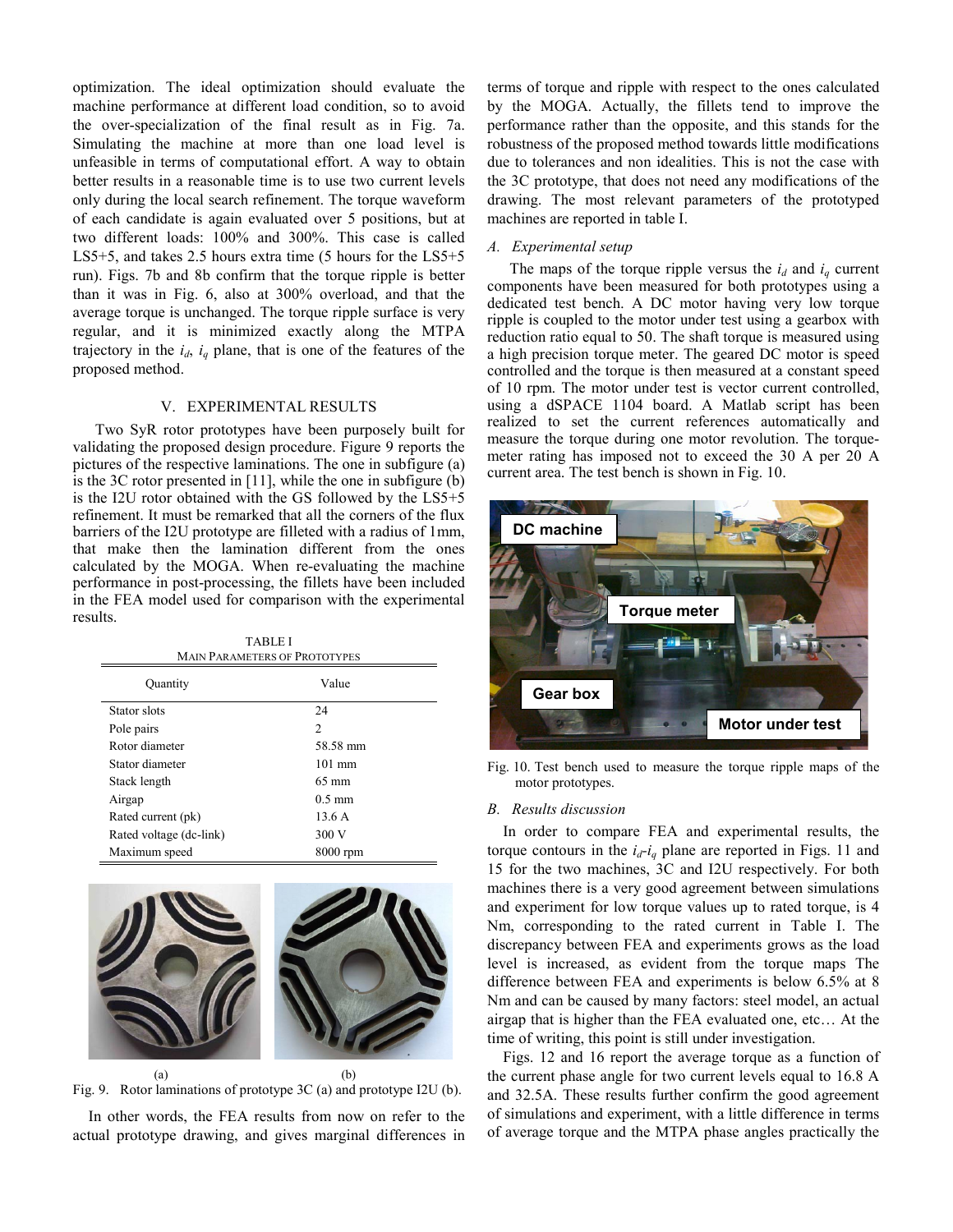optimization. The ideal optimization should evaluate the machine performance at different load condition, so to avoid the over-specialization of the final result as in Fig. 7a. Simulating the machine at more than one load level is unfeasible in terms of computational effort. A way to obtain better results in a reasonable time is to use two current levels only during the local search refinement. The torque waveform of each candidate is again evaluated over 5 positions, but at two different loads: 100% and 300%. This case is called LS5+5, and takes 2.5 hours extra time (5 hours for the LS5+5 run). Figs. 7b and 8b confirm that the torque ripple is better than it was in Fig. 6, also at 300% overload, and that the average torque is unchanged. The torque ripple surface is very regular, and it is minimized exactly along the MTPA trajectory in the $i_d$, $i_q$ plane, that is one of the features of the proposed method.

## V. EXPERIMENTAL RESULTS

Two SyR rotor prototypes have been purposely built for validating the proposed design procedure. Figure 9 reports the pictures of the respective laminations. The one in subfigure (a) is the 3C rotor presented in [11], while the one in subfigure (b) is the I2U rotor obtained with the GS followed by the LS5+5 refinement. It must be remarked that all the corners of the flux barriers of the I2U prototype are filleted with a radius of 1mm, that make then the lamination different from the ones calculated by the MOGA. When re-evaluating the machine performance in post-processing, the fillets have been included in the FEA model used for comparison with the experimental results.

TABLE I
MAIN PARAMETERS OF PROTOTYPES

| Quantity | Value |
| --- | --- |
| Stator slots | 24 |
| Pole pairs | 2 |
| Rotor diameter | 58.58 mm |
| Stator diameter | 101 mm |
| Stack length | 65 mm |
| Airgap | 0.5 mm |
| Rated current (pk) | 13.6 A |
| Rated voltage (dc-link) | 300 V |
| Maximum speed | 8000 rpm |

(a) (b)

Fig. 9. Rotor laminations of prototype 3C (a) and prototype I2U (b).

In other words, the FEA results from now on refer to the actual prototype drawing, and gives marginal differences in terms of torque and ripple with respect to the ones calculated by the MOGA. Actually, the fillets tend to improve the performance rather than the opposite, and this stands for the robustness of the proposed method towards little modifications due to tolerances and non idealities. This is not the case with the 3C prototype, that does not need any modifications of the drawing. The most relevant parameters of the prototyped machines are reported in table I.

### A. Experimental setup

The maps of the torque ripple versus the $i_d$ and $i_q$ current components have been measured for both prototypes using a dedicated test bench. A DC motor having very low torque ripple is coupled to the motor under test using a gearbox with reduction ratio equal to 50. The shaft torque is measured using a high precision torque meter. The geared DC motor is speed controlled and the torque is then measured at a constant speed of 10 rpm. The motor under test is vector current controlled, using a dSPACE 1104 board. A Matlab script has been realized to set the current references automatically and measure the torque during one motor revolution. The torque-meter rating has imposed not to exceed the 30 A per 20 A current area. The test bench is shown in Fig. 10.

Fig. 10. Test bench used to measure the torque ripple maps of the motor prototypes.

### B. Results discussion

In order to compare FEA and experimental results, the torque contours in the $i_d$-$i_q$ plane are reported in Figs. 11 and 15 for the two machines, 3C and I2U respectively. For both machines there is a very good agreement between simulations and experiment for low torque values up to rated torque, is 4 Nm, corresponding to the rated current in Table I. The discrepancy between FEA and experiments grows as the load level is increased, as evident from the torque maps The difference between FEA and experiments is below 6.5% at 8 Nm and can be caused by many factors: steel model, an actual airgap that is higher than the FEA evaluated one, etc… At the time of writing, this point is still under investigation.

Figs. 12 and 16 report the average torque as a function of the current phase angle for two current levels equal to 16.8 A and 32.5A. These results further confirm the good agreement of simulations and experiment, with a little difference in terms of average torque and the MTPA phase angles practically the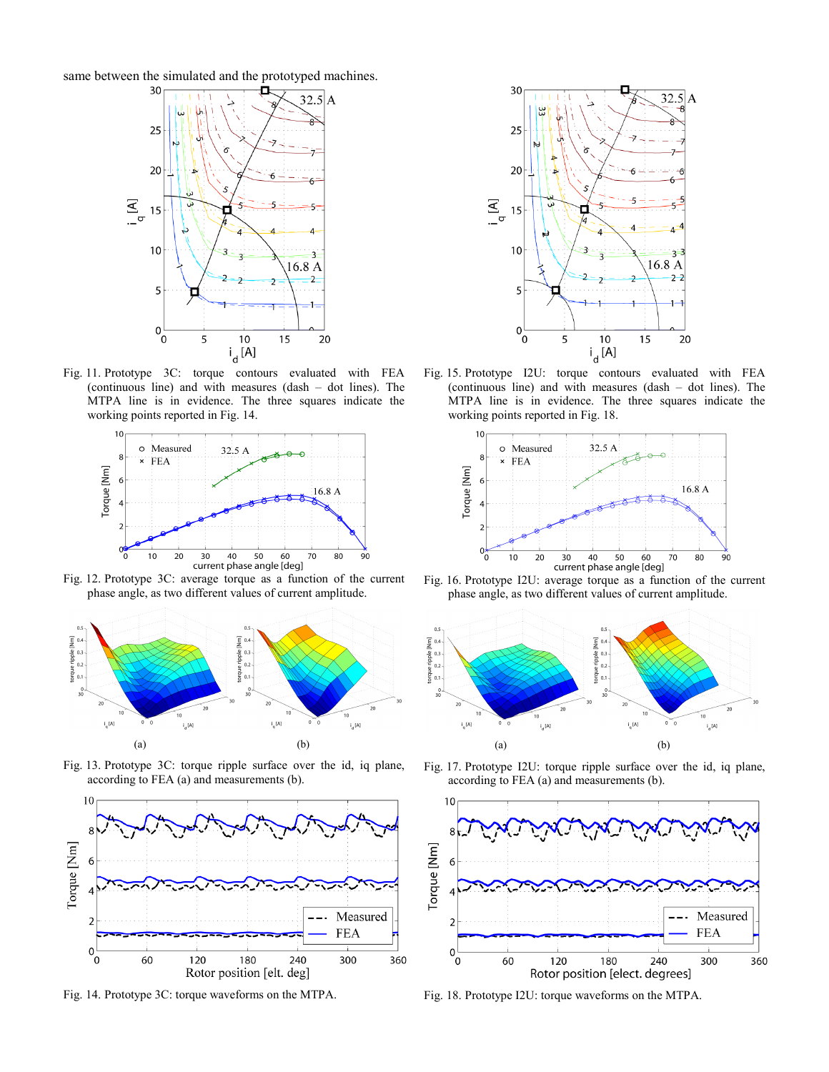same between the simulated and the prototyped machines.

Fig. 11. Prototype 3C: torque contours evaluated with FEA (continuous line) and with measures (dash – dot lines). The MTPA line is in evidence. The three squares indicate the working points reported in Fig. 14.

Fig. 12. Prototype 3C: average torque as a function of the current phase angle, as two different values of current amplitude.

Fig. 13. Prototype 3C: torque ripple surface over the id, iq plane, according to FEA (a) and measurements (b).

Fig. 14. Prototype 3C: torque waveforms on the MTPA.

Fig. 15. Prototype I2U: torque contours evaluated with FEA (continuous line) and with measures (dash – dot lines). The MTPA line is in evidence. The three squares indicate the working points reported in Fig. 18.

Fig. 16. Prototype I2U: average torque as a function of the current phase angle, as two different values of current amplitude.

Fig. 17. Prototype I2U: torque ripple surface over the id, iq plane, according to FEA (a) and measurements (b).

Fig. 18. Prototype I2U: torque waveforms on the MTPA.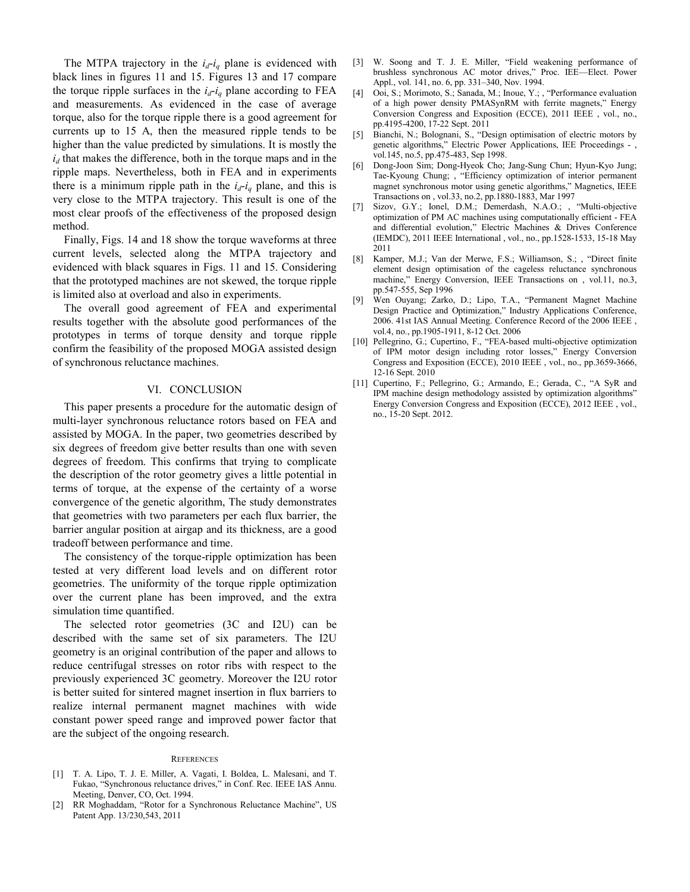The MTPA trajectory in the $i_d$-$i_q$ plane is evidenced with black lines in figures 11 and 15. Figures 13 and 17 compare the torque ripple surfaces in the $i_d$-$i_q$ plane according to FEA and measurements. As evidenced in the case of average torque, also for the torque ripple there is a good agreement for currents up to 15 A, then the measured ripple tends to be higher than the value predicted by simulations. It is mostly the $i_d$ that makes the difference, both in the torque maps and in the ripple maps. Nevertheless, both in FEA and in experiments there is a minimum ripple path in the $i_d$-$i_q$ plane, and this is very close to the MTPA trajectory. This result is one of the most clear proofs of the effectiveness of the proposed design method.

Finally, Figs. 14 and 18 show the torque waveforms at three current levels, selected along the MTPA trajectory and evidenced with black squares in Figs. 11 and 15. Considering that the prototyped machines are not skewed, the torque ripple is limited also at overload and also in experiments.

The overall good agreement of FEA and experimental results together with the absolute good performances of the prototypes in terms of torque density and torque ripple confirm the feasibility of the proposed MOGA assisted design of synchronous reluctance machines.

## VI. Conclusion

This paper presents a procedure for the automatic design of multi-layer synchronous reluctance rotors based on FEA and assisted by MOGA. In the paper, two geometries described by six degrees of freedom give better results than one with seven degrees of freedom. This confirms that trying to complicate the description of the rotor geometry gives a little potential in terms of torque, at the expense of the certainty of a worse convergence of the genetic algorithm, The study demonstrates that geometries with two parameters per each flux barrier, the barrier angular position at airgap and its thickness, are a good tradeoff between performance and time.

The consistency of the torque-ripple optimization has been tested at very different load levels and on different rotor geometries. The uniformity of the torque ripple optimization over the current plane has been improved, and the extra simulation time quantified.

The selected rotor geometries (3C and I2U) can be described with the same set of six parameters. The I2U geometry is an original contribution of the paper and allows to reduce centrifugal stresses on rotor ribs with respect to the previously experienced 3C geometry. Moreover the I2U rotor is better suited for sintered magnet insertion in flux barriers to realize internal permanent magnet machines with wide constant power speed range and improved power factor that are the subject of the ongoing research.

## References

[1] T. A. Lipo, T. J. E. Miller, A. Vagati, I. Boldea, L. Malesani, and T. Fukao, “Synchronous reluctance drives,” in Conf. Rec. IEEE IAS Annu. Meeting, Denver, CO, Oct. 1994.

[2] RR Moghaddam, “Rotor for a Synchronous Reluctance Machine”, US Patent App. 13/230,543, 2011

[3] W. Soong and T. J. E. Miller, “Field weakening performance of brushless synchronous AC motor drives,” Proc. IEE—Elect. Power Appl., vol. 141, no. 6, pp. 331–340, Nov. 1994.

[4] Ooi, S.; Morimoto, S.; Sanada, M.; Inoue, Y.; , “Performance evaluation of a high power density PMASynRM with ferrite magnets,” Energy Conversion Congress and Exposition (ECCE), 2011 IEEE , vol., no., pp.4195-4200, 17-22 Sept. 2011

[5] Bianchi, N.; Bolognani, S., “Design optimisation of electric motors by genetic algorithms,” Electric Power Applications, IEE Proceedings - , vol.145, no.5, pp.475-483, Sep 1998.

[6] Dong-Joon Sim; Dong-Hyeok Cho; Jang-Sung Chun; Hyun-Kyo Jung; Tae-Kyoung Chung; , “Efficiency optimization of interior permanent magnet synchronous motor using genetic algorithms,” Magnetics, IEEE Transactions on , vol.33, no.2, pp.1880-1883, Mar 1997

[7] Sizov, G.Y.; Ionel, D.M.; Demerdash, N.A.O.; , “Multi-objective optimization of PM AC machines using computationally efficient - FEA and differential evolution,” Electric Machines & Drives Conference (IEMDC), 2011 IEEE International , vol., no., pp.1528-1533, 15-18 May 2011

[8] Kamper, M.J.; Van der Merwe, F.S.; Williamson, S.; , “Direct finite element design optimisation of the cageless reluctance synchronous machine,” Energy Conversion, IEEE Transactions on , vol.11, no.3, pp.547-555, Sep 1996

[9] Wen Ouyang; Zarko, D.; Lipo, T.A., “Permanent Magnet Machine Design Practice and Optimization,” Industry Applications Conference, 2006. 41st IAS Annual Meeting. Conference Record of the 2006 IEEE , vol.4, no., pp.1905-1911, 8-12 Oct. 2006

[10] Pellegrino, G.; Cupertino, F., “FEA-based multi-objective optimization of IPM motor design including rotor losses,” Energy Conversion Congress and Exposition (ECCE), 2010 IEEE , vol., no., pp.3659-3666, 12-16 Sept. 2010

[11] Cupertino, F.; Pellegrino, G.; Armando, E.; Gerada, C., “A SyR and IPM machine design methodology assisted by optimization algorithms” Energy Conversion Congress and Exposition (ECCE), 2012 IEEE , vol., no., 15-20 Sept. 2012.